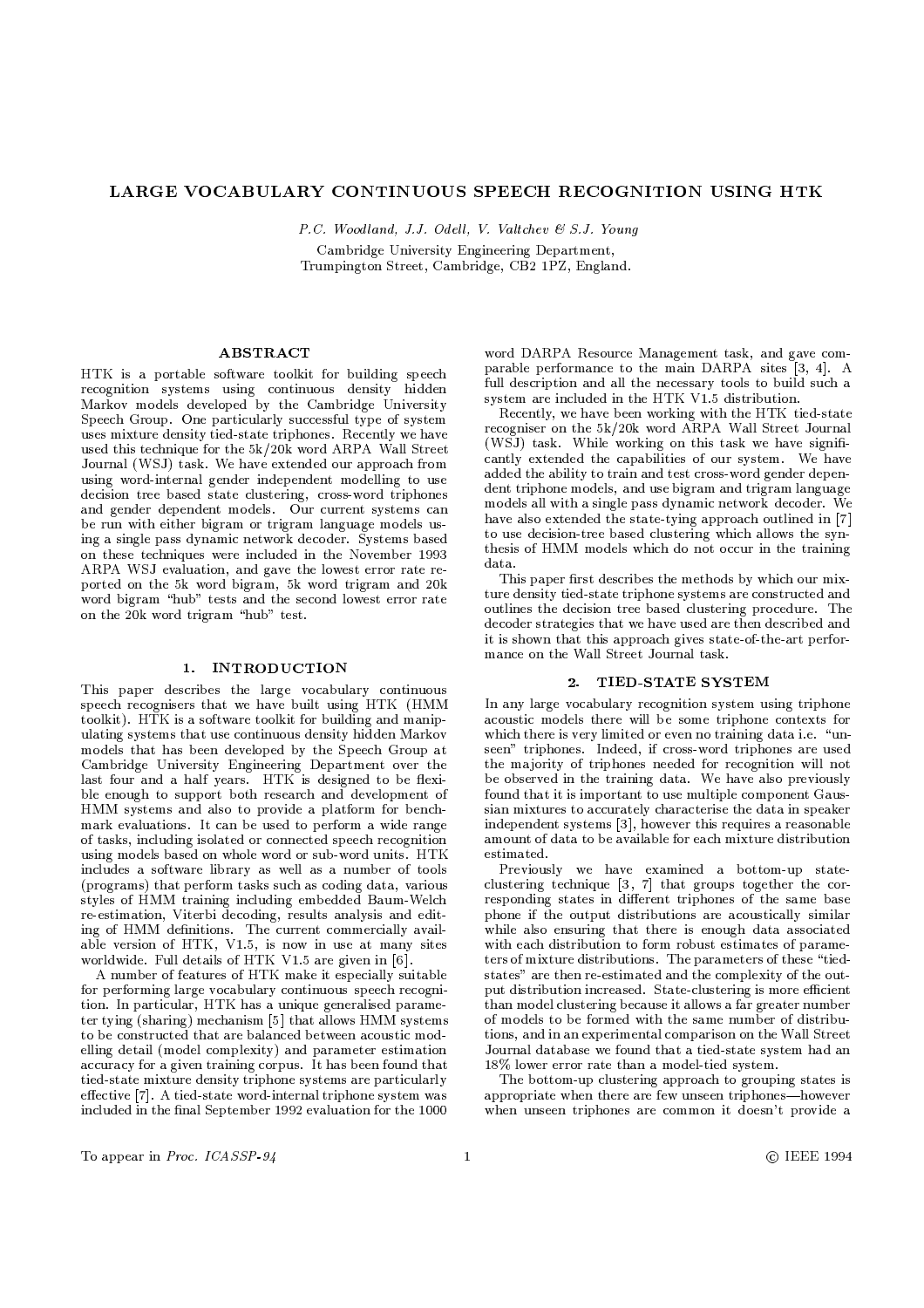# LARGE VOCABULARY CONTINUOUS SPEECH RECOGNITION USING HTK

*P.C. Woodland, J.J. Odell, V. Valtchev & S.J. Young*

Cambridge University Engineering Department,
Trumpington Street, Cambridge, CB2 1PZ, England.

## ABSTRACT

HTK is a portable software toolkit for building speech recognition systems using continuous density hidden Markov models developed by the Cambridge University Speech Group. One particularly successful type of system uses mixture density tied-state triphones. Recently we have used this technique for the 5k/20k word ARPA Wall Street Journal (WSJ) task. We have extended our approach from using word-internal gender independent modelling to use decision tree based state clustering, cross-word triphones and gender dependent models. Our current systems can be run with either bigram or trigram language models using a single pass dynamic network decoder. Systems based on these techniques were included in the November 1993 ARPA WSJ evaluation, and gave the lowest error rate reported on the 5k word bigram, 5k word trigram and 20k word bigram "hub" tests and the second lowest error rate on the 20k word trigram "hub" test.

## 1. INTRODUCTION

This paper describes the large vocabulary continuous speech recognisers that we have built using HTK (HMM toolkit). HTK is a software toolkit for building and manipulating systems that use continuous density hidden Markov models that has been developed by the Speech Group at Cambridge University Engineering Department over the last four and a half years. HTK is designed to be flexible enough to support both research and development of HMM systems and also to provide a platform for benchmark evaluations. It can be used to perform a wide range of tasks, including isolated or connected speech recognition using models based on whole word or sub-word units. HTK includes a software library as well as a number of tools (programs) that perform tasks such as coding data, various styles of HMM training including embedded Baum-Welch re-estimation, Viterbi decoding, results analysis and editing of HMM definitions. The current commercially available version of HTK, V1.5, is now in use at many sites worldwide. Full details of HTK V1.5 are given in [6].

A number of features of HTK make it especially suitable for performing large vocabulary continuous speech recognition. In particular, HTK has a unique generalised parameter tying (sharing) mechanism [5] that allows HMM systems to be constructed that are balanced between acoustic modelling detail (model complexity) and parameter estimation accuracy for a given training corpus. It has been found that tied-state mixture density triphone systems are particularly effective [7]. A tied-state word-internal triphone system was included in the final September 1992 evaluation for the 1000 word DARPA Resource Management task, and gave comparable performance to the main DARPA sites [3, 4]. A full description and all the necessary tools to build such a system are included in the HTK V1.5 distribution.

Recently, we have been working with the HTK tied-state recogniser on the 5k/20k word ARPA Wall Street Journal (WSJ) task. While working on this task we have significantly extended the capabilities of our system. We have added the ability to train and test cross-word gender dependent triphone models, and use bigram and trigram language models all with a single pass dynamic network decoder. We have also extended the state-tying approach outlined in [7] to use decision-tree based clustering which allows the synthesis of HMM models which do not occur in the training data.

This paper first describes the methods by which our mixture density tied-state triphone systems are constructed and outlines the decision tree based clustering procedure. The decoder strategies that we have used are then described and it is shown that this approach gives state-of-the-art performance on the Wall Street Journal task.

## 2. TIED-STATE SYSTEM

In any large vocabulary recognition system using triphone acoustic models there will be some triphone contexts for which there is very limited or even no training data i.e. "unseen" triphones. Indeed, if cross-word triphones are used the majority of triphones needed for recognition will not be observed in the training data. We have also previously found that it is important to use multiple component Gaussian mixtures to accurately characterise the data in speaker independent systems [3], however this requires a reasonable amount of data to be available for each mixture distribution estimated.

Previously we have examined a bottom-up state-clustering technique [3, 7] that groups together the corresponding states in different triphones of the same base phone if the output distributions are acoustically similar while also ensuring that there is enough data associated with each distribution to form robust estimates of parameters of mixture distributions. The parameters of these "tied-states" are then re-estimated and the complexity of the output distribution increased. State-clustering is more efficient than model clustering because it allows a far greater number of models to be formed with the same number of distributions, and in an experimental comparison on the Wall Street Journal database we found that a tied-state system had an 18% lower error rate than a model-tied system.

The bottom-up clustering approach to grouping states is appropriate when there are few unseen triphones—however when unseen triphones are common it doesn't provide a

To appear in *Proc. ICASSP-94* © IEEE 1994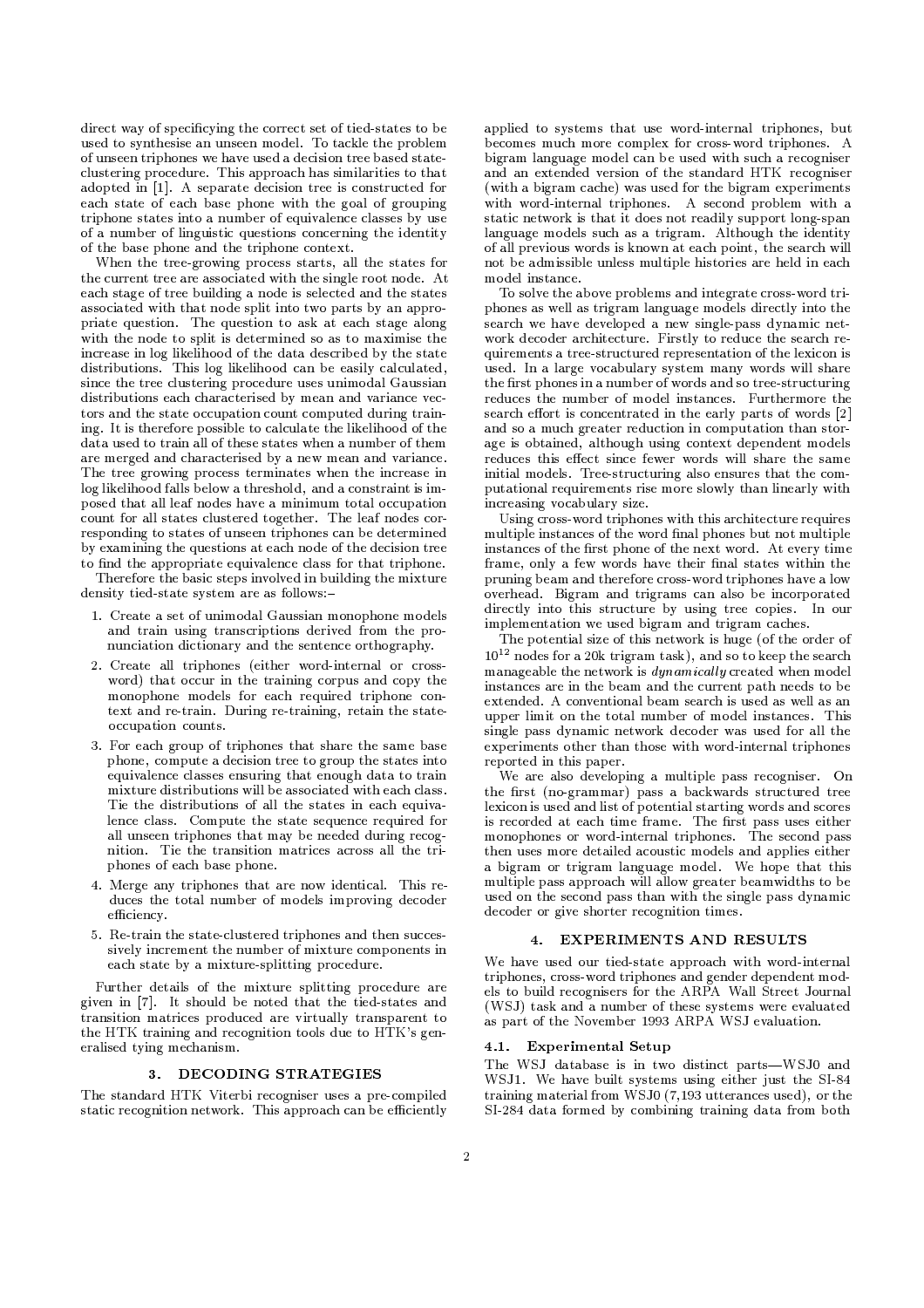direct way of specificying the correct set of tied-states to be used to synthesise an unseen model. To tackle the problem of unseen triphones we have used a decision tree based state-clustering procedure. This approach has similarities to that adopted in [1]. A separate decision tree is constructed for each state of each base phone with the goal of grouping triphone states into a number of equivalence classes by use of a number of linguistic questions concerning the identity of the base phone and the triphone context.

When the tree-growing process starts, all the states for the current tree are associated with the single root node. At each stage of tree building a node is selected and the states associated with that node split into two parts by an appropriate question. The question to ask at each stage along with the node to split is determined so as to maximise the increase in log likelihood of the data described by the state distributions. This log likelihood can be easily calculated, since the tree clustering procedure uses unimodal Gaussian distributions each characterised by mean and variance vectors and the state occupation count computed during training. It is therefore possible to calculate the likelihood of the data used to train all of these states when a number of them are merged and characterised by a new mean and variance. The tree growing process terminates when the increase in log likelihood falls below a threshold, and a constraint is imposed that all leaf nodes have a minimum total occupation count for all states clustered together. The leaf nodes corresponding to states of unseen triphones can be determined by examining the questions at each node of the decision tree to find the appropriate equivalence class for that triphone.

Therefore the basic steps involved in building the mixture density tied-state system are as follows:–

1. Create a set of unimodal Gaussian monophone models and train using transcriptions derived from the pronunciation dictionary and the sentence orthography.
2. Create all triphones (either word-internal or cross-word) that occur in the training corpus and copy the monophone models for each required triphone context and re-train. During re-training, retain the state-occupation counts.
3. For each group of triphones that share the same base phone, compute a decision tree to group the states into equivalence classes ensuring that enough data to train mixture distributions will be associated with each class. Tie the distributions of all the states in each equivalence class. Compute the state sequence required for all unseen triphones that may be needed during recognition. Tie the transition matrices across all the triphones of each base phone.
4. Merge any triphones that are now identical. This reduces the total number of models improving decoder efficiency.
5. Re-train the state-clustered triphones and then successively increment the number of mixture components in each state by a mixture-splitting procedure.

Further details of the mixture splitting procedure are given in [7]. It should be noted that the tied-states and transition matrices produced are virtually transparent to the HTK training and recognition tools due to HTK's generalised tying mechanism.

## 3. DECODING STRATEGIES

The standard HTK Viterbi recogniser uses a pre-compiled static recognition network. This approach can be efficiently applied to systems that use word-internal triphones, but becomes much more complex for cross-word triphones. A bigram language model can be used with such a recogniser and an extended version of the standard HTK recogniser (with a bigram cache) was used for the bigram experiments with word-internal triphones. A second problem with a static network is that it does not readily support long-span language models such as a trigram. Although the identity of all previous words is known at each point, the search will not be admissible unless multiple histories are held in each model instance.

To solve the above problems and integrate cross-word triphones as well as trigram language models directly into the search we have developed a new single-pass dynamic network decoder architecture. Firstly to reduce the search requirements a tree-structured representation of the lexicon is used. In a large vocabulary system many words will share the first phones in a number of words and so tree-structuring reduces the number of model instances. Furthermore the search effort is concentrated in the early parts of words [2] and so a much greater reduction in computation than storage is obtained, although using context dependent models reduces this effect since fewer words will share the same initial models. Tree-structuring also ensures that the computational requirements rise more slowly than linearly with increasing vocabulary size.

Using cross-word triphones with this architecture requires multiple instances of the word final phones but not multiple instances of the first phone of the next word. At every time frame, only a few words have their final states within the pruning beam and therefore cross-word triphones have a low overhead. Bigram and trigrams can also be incorporated directly into this structure by using tree copies. In our implementation we used bigram and trigram caches.

The potential size of this network is huge (of the order of $10^{12}$ nodes for a 20k trigram task), and so to keep the search manageable the network is *dynamically* created when model instances are in the beam and the current path needs to be extended. A conventional beam search is used as well as an upper limit on the total number of model instances. This single pass dynamic network decoder was used for all the experiments other than those with word-internal triphones reported in this paper.

We are also developing a multiple pass recogniser. On the first (no-grammar) pass a backwards structured tree lexicon is used and list of potential starting words and scores is recorded at each time frame. The first pass uses either monophones or word-internal triphones. The second pass then uses more detailed acoustic models and applies either a bigram or trigram language model. We hope that this multiple pass approach will allow greater beamwidths to be used on the second pass than with the single pass dynamic decoder or give shorter recognition times.

## 4. EXPERIMENTS AND RESULTS

We have used our tied-state approach with word-internal triphones, cross-word triphones and gender dependent models to build recognisers for the ARPA Wall Street Journal (WSJ) task and a number of these systems were evaluated as part of the November 1993 ARPA WSJ evaluation.

### 4.1. Experimental Setup

The WSJ database is in two distinct parts—WSJ0 and WSJ1. We have built systems using either just the SI-84 training material from WSJ0 (7,193 utterances used), or the SI-284 data formed by combining training data from both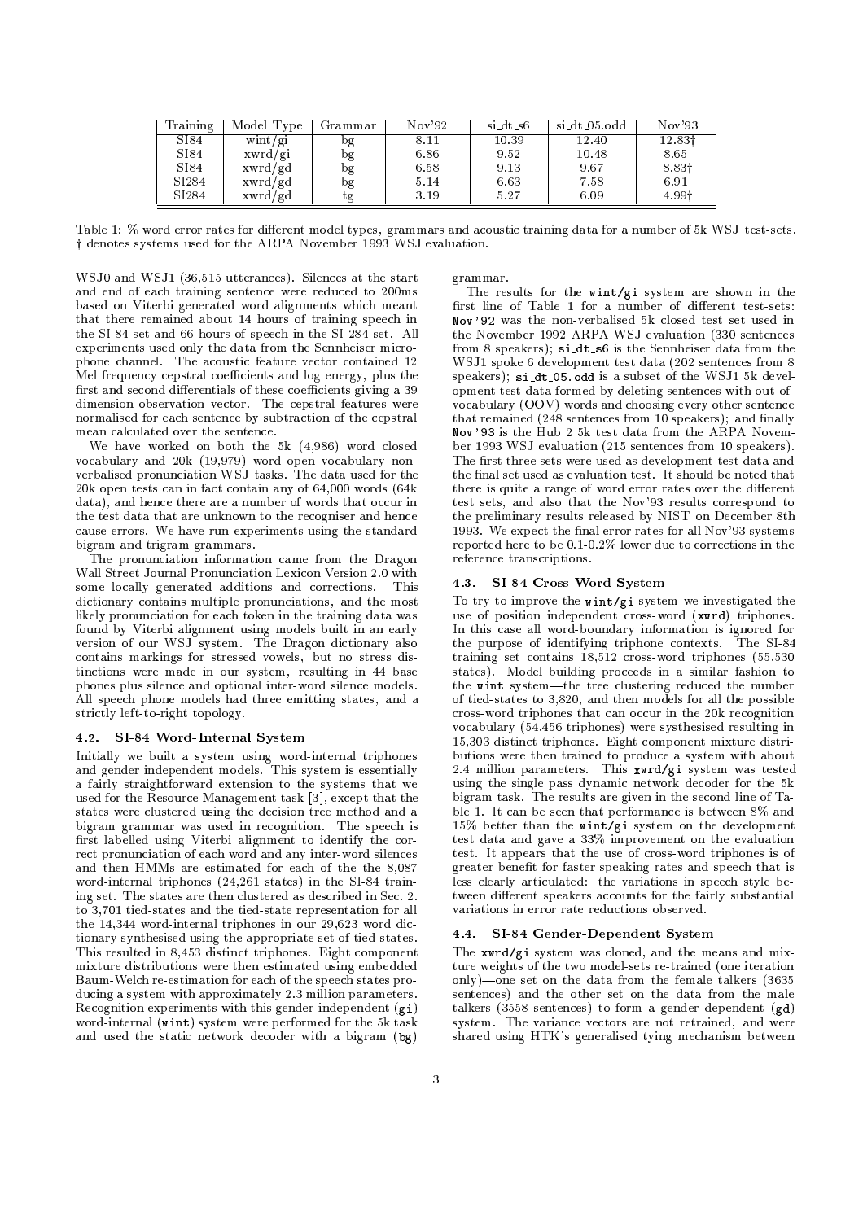| Training | Model Type | Grammar | Nov'92 | si_dt_s6 | si_dt_05.odd | Nov'93 |
|---|---|---|---|---|---|---|
| SI84 | wint/gi | bg | 8.11 | 10.39 | 12.40 | 12.83† |
| SI84 | xwrd/gi | bg | 6.86 | 9.52 | 10.48 | 8.65 |
| SI84 | xwrd/gd | bg | 6.58 | 9.13 | 9.67 | 8.83† |
| SI284 | xwrd/gd | bg | 5.14 | 6.63 | 7.58 | 6.91 |
| SI284 | xwrd/gd | tg | 3.19 | 5.27 | 6.09 | 4.99† |

Table 1: % word error rates for different model types, grammars and acoustic training data for a number of 5k WSJ test-sets. † denotes systems used for the ARPA November 1993 WSJ evaluation.

WSJ0 and WSJ1 (36,515 utterances). Silences at the start and end of each training sentence were reduced to 200ms based on Viterbi generated word alignments which meant that there remained about 14 hours of training speech in the SI-84 set and 66 hours of speech in the SI-284 set. All experiments used only the data from the Sennheiser microphone channel. The acoustic feature vector contained 12 Mel frequency cepstral coefficients and log energy, plus the first and second differentials of these coefficients giving a 39 dimension observation vector. The cepstral features were normalised for each sentence by subtraction of the cepstral mean calculated over the sentence.

We have worked on both the 5k (4,986) word closed vocabulary and 20k (19,979) word open vocabulary non-verbalised pronunciation WSJ tasks. The data used for the 20k open tests can in fact contain any of 64,000 words (64k data), and hence there are a number of words that occur in the test data that are unknown to the recogniser and hence cause errors. We have run experiments using the standard bigram and trigram grammars.

The pronunciation information came from the Dragon Wall Street Journal Pronunciation Lexicon Version 2.0 with some locally generated additions and corrections. This dictionary contains multiple pronunciations, and the most likely pronunciation for each token in the training data was found by Viterbi alignment using models built in an early version of our WSJ system. The Dragon dictionary also contains markings for stressed vowels, but no stress distinctions were made in our system, resulting in 44 base phones plus silence and optional inter-word silence models. All speech phone models had three emitting states, and a strictly left-to-right topology.

### 4.2. SI-84 Word-Internal System

Initially we built a system using word-internal triphones and gender independent models. This system is essentially a fairly straightforward extension to the systems that we used for the Resource Management task [3], except that the states were clustered using the decision tree method and a bigram grammar was used in recognition. The speech is first labelled using Viterbi alignment to identify the correct pronunciation of each word and any inter-word silences and then HMMs are estimated for each of the the 8,087 word-internal triphones (24,261 states) in the SI-84 training set. The states are then clustered as described in Sec. 2. to 3,701 tied-states and the tied-state representation for all the 14,344 word-internal triphones in our 29,623 word dictionary synthesised using the appropriate set of tied-states. This resulted in 8,453 distinct triphones. Eight component mixture distributions were then estimated using embedded Baum-Welch re-estimation for each of the speech states producing a system with approximately 2.3 million parameters. Recognition experiments with this gender-independent (gi) word-internal (wint) system were performed for the 5k task and used the static network decoder with a bigram (bg) grammar.

The results for the wint/gi system are shown in the first line of Table 1 for a number of different test-sets: Nov'92 was the non-verbalised 5k closed test set used in the November 1992 ARPA WSJ evaluation (330 sentences from 8 speakers); si_dt_s6 is the Sennheiser data from the WSJ1 spoke 6 development test data (202 sentences from 8 speakers); si_dt_05.odd is a subset of the WSJ1 5k development test data formed by deleting sentences with out-of-vocabulary (OOV) words and choosing every other sentence that remained (248 sentences from 10 speakers); and finally Nov'93 is the Hub 2 5k test data from the ARPA November 1993 WSJ evaluation (215 sentences from 10 speakers). The first three sets were used as development test data and the final set used as evaluation test. It should be noted that there is quite a range of word error rates over the different test sets, and also that the Nov'93 results correspond to the preliminary results released by NIST on December 8th 1993. We expect the final error rates for all Nov'93 systems reported here to be 0.1-0.2% lower due to corrections in the reference transcriptions.

### 4.3. SI-84 Cross-Word System

To try to improve the wint/gi system we investigated the use of position independent cross-word (xwrd) triphones. In this case all word-boundary information is ignored for the purpose of identifying triphone contexts. The SI-84 training set contains 18,512 cross-word triphones (55,530 states). Model building proceeds in a similar fashion to the wint system—the tree clustering reduced the number of tied-states to 3,820, and then models for all the possible cross-word triphones that can occur in the 20k recognition vocabulary (54,456 triphones) were systhesised resulting in 15,303 distinct triphones. Eight component mixture distributions were then trained to produce a system with about 2.4 million parameters. This xwrd/gi system was tested using the single pass dynamic network decoder for the 5k bigram task. The results are given in the second line of Table 1. It can be seen that performance is between 8% and 15% better than the wint/gi system on the development test data and gave a 33% improvement on the evaluation test. It appears that the use of cross-word triphones is of greater benefit for faster speaking rates and speech that is less clearly articulated: the variations in speech style between different speakers accounts for the fairly substantial variations in error rate reductions observed.

### 4.4. SI-84 Gender-Dependent System

The xwrd/gi system was cloned, and the means and mixture weights of the two model-sets re-trained (one iteration only)—one set on the data from the female talkers (3635 sentences) and the other set on the data from the male talkers (3558 sentences) to form a gender dependent (gd) system. The variance vectors are not retrained, and were shared using HTK's generalised tying mechanism between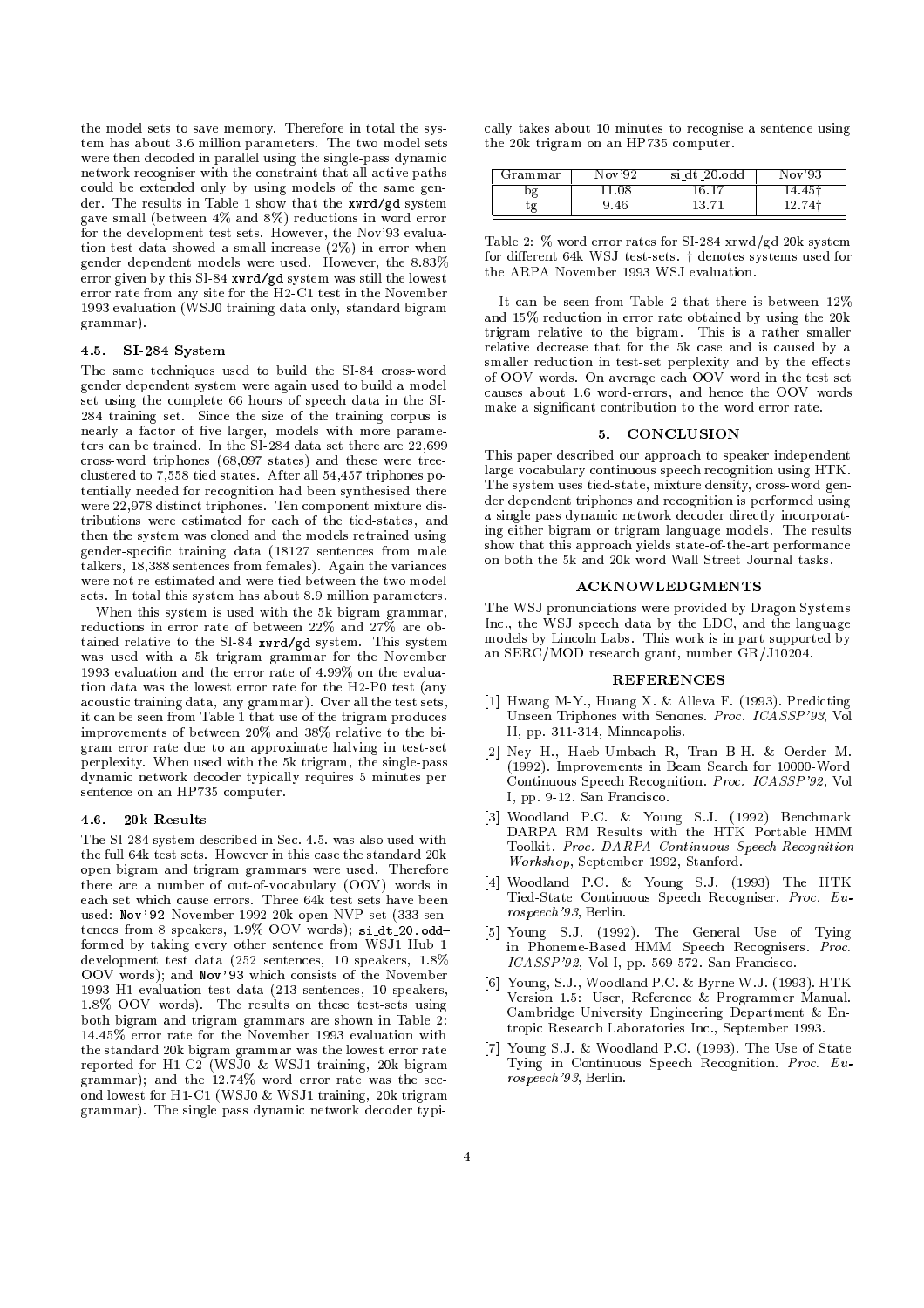the model sets to save memory. Therefore in total the system has about 3.6 million parameters. The two model sets were then decoded in parallel using the single-pass dynamic network recogniser with the constraint that all active paths could be extended only by using models of the same gender. The results in Table 1 show that the `xwrd/gd` system gave small (between 4% and 8%) reductions in word error for the development test sets. However, the Nov'93 evaluation test data showed a small increase (2%) in error when gender dependent models were used. However, the 8.83% error given by this SI-84 `xwrd/gd` system was still the lowest error rate from any site for the H2-C1 test in the November 1993 evaluation (WSJ0 training data only, standard bigram grammar).

### 4.5. SI-284 System

The same techniques used to build the SI-84 cross-word gender dependent system were again used to build a model set using the complete 66 hours of speech data in the SI-284 training set. Since the size of the training corpus is nearly a factor of five larger, models with more parameters can be trained. In the SI-284 data set there are 22,699 cross-word triphones (68,097 states) and these were tree-clustered to 7,558 tied states. After all 54,457 triphones potentially needed for recognition had been synthesised there were 22,978 distinct triphones. Ten component mixture distributions were estimated for each of the tied-states, and then the system was cloned and the models retrained using gender-specific training data (18127 sentences from male talkers, 18,388 sentences from females). Again the variances were not re-estimated and were tied between the two model sets. In total this system has about 8.9 million parameters.

When this system is used with the 5k bigram grammar, reductions in error rate of between 22% and 27% are obtained relative to the SI-84 `xwrd/gd` system. This system was used with a 5k trigram grammar for the November 1993 evaluation and the error rate of 4.99% on the evaluation data was the lowest error rate for the H2-P0 test (any acoustic training data, any grammar). Over all the test sets, it can be seen from Table 1 that use of the trigram produces improvements of between 20% and 38% relative to the bigram error rate due to an approximate halving in test-set perplexity. When used with the 5k trigram, the single-pass dynamic network decoder typically requires 5 minutes per sentence on an HP735 computer.

### 4.6. 20k Results

The SI-284 system described in Sec. 4.5. was also used with the full 64k test sets. However in this case the standard 20k open bigram and trigram grammars were used. Therefore there are a number of out-of-vocabulary (OOV) words in each set which cause errors. Three 64k test sets have been used: `Nov'92`–November 1992 20k open NVP set (333 sentences from 8 speakers, 1.9% OOV words); `si_dt_20.odd`–formed by taking every other sentence from WSJ1 Hub 1 development test data (252 sentences, 10 speakers, 1.8% OOV words); and `Nov'93` which consists of the November 1993 H1 evaluation test data (213 sentences, 10 speakers, 1.8% OOV words). The results on these test-sets using both bigram and trigram grammars are shown in Table 2: 14.45% error rate for the November 1993 evaluation with the standard 20k bigram grammar was the lowest error rate reported for H1-C2 (WSJ0 & WSJ1 training, 20k bigram grammar); and the 12.74% word error rate was the second lowest for H1-C1 (WSJ0 & WSJ1 training, 20k trigram grammar). The single pass dynamic network decoder typically takes about 10 minutes to recognise a sentence using the 20k trigram on an HP735 computer.

| Grammar | Nov'92 | si_dt_20.odd | Nov'93 |
|---|---|---|---|
| bg | 11.08 | 16.17 | 14.45† |
| tg | 9.46 | 13.71 | 12.74† |

Table 2: % word error rates for SI-284 xrwd/gd 20k system for different 64k WSJ test-sets. † denotes systems used for the ARPA November 1993 WSJ evaluation.

It can be seen from Table 2 that there is between 12% and 15% reduction in error rate obtained by using the 20k trigram relative to the bigram. This is a rather smaller relative decrease that for the 5k case and is caused by a smaller reduction in test-set perplexity and by the effects of OOV words. On average each OOV word in the test set causes about 1.6 word-errors, and hence the OOV words make a significant contribution to the word error rate.

## 5. CONCLUSION

This paper described our approach to speaker independent large vocabulary continuous speech recognition using HTK. The system uses tied-state, mixture density, cross-word gender dependent triphones and recognition is performed using a single pass dynamic network decoder directly incorporating either bigram or trigram language models. The results show that this approach yields state-of-the-art performance on both the 5k and 20k word Wall Street Journal tasks.

## ACKNOWLEDGMENTS

The WSJ pronunciations were provided by Dragon Systems Inc., the WSJ speech data by the LDC, and the language models by Lincoln Labs. This work is in part supported by an SERC/MOD research grant, number GR/J10204.

## REFERENCES

[1] Hwang M-Y., Huang X. & Alleva F. (1993). Predicting Unseen Triphones with Senones. *Proc. ICASSP'93*, Vol II, pp. 311-314, Minneapolis.

[2] Ney H., Haeb-Umbach R, Tran B-H. & Oerder M. (1992). Improvements in Beam Search for 10000-Word Continuous Speech Recognition. *Proc. ICASSP'92*, Vol I, pp. 9-12. San Francisco.

[3] Woodland P.C. & Young S.J. (1992) Benchmark DARPA RM Results with the HTK Portable HMM Toolkit. *Proc. DARPA Continuous Speech Recognition Workshop*, September 1992, Stanford.

[4] Woodland P.C. & Young S.J. (1993) The HTK Tied-State Continuous Speech Recogniser. *Proc. Eurospeech'93*, Berlin.

[5] Young S.J. (1992). The General Use of Tying in Phoneme-Based HMM Speech Recognisers. *Proc. ICASSP'92*, Vol I, pp. 569-572. San Francisco.

[6] Young, S.J., Woodland P.C. & Byrne W.J. (1993). HTK Version 1.5: User, Reference & Programmer Manual. Cambridge University Engineering Department & Entropic Research Laboratories Inc., September 1993.

[7] Young S.J. & Woodland P.C. (1993). The Use of State Tying in Continuous Speech Recognition. *Proc. Eurospeech'93*, Berlin.